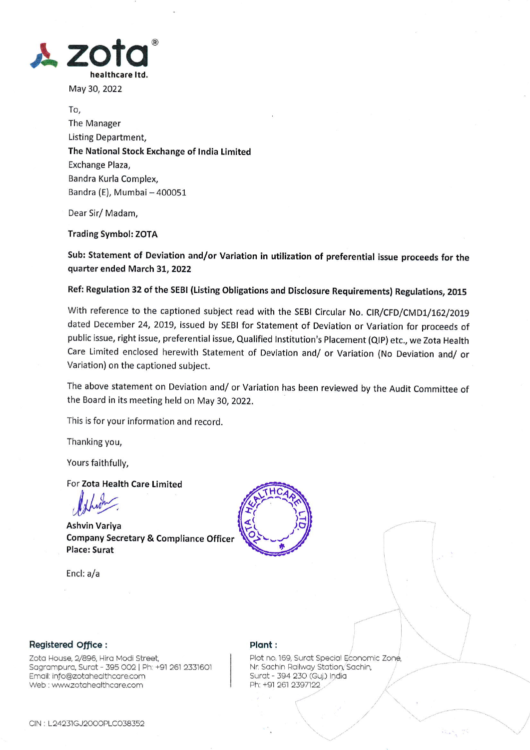**zota®**
**healthcare ltd.**

May 30, 2022

To,
The Manager
Listing Department,
**The National Stock Exchange of India Limited**
Exchange Plaza,
Bandra Kurla Complex,
Bandra (E), Mumbai – 400051

Dear Sir/ Madam,

**Trading Symbol: ZOTA**

**Sub: Statement of Deviation and/or Variation in utilization of preferential issue proceeds for the quarter ended March 31, 2022**

**Ref: Regulation 32 of the SEBI (Listing Obligations and Disclosure Requirements) Regulations, 2015**

With reference to the captioned subject read with the SEBI Circular No. CIR/CFD/CMD1/162/2019 dated December 24, 2019, issued by SEBI for Statement of Deviation or Variation for proceeds of public issue, right issue, preferential issue, Qualified Institution's Placement (QIP) etc., we Zota Health Care Limited enclosed herewith Statement of Deviation and/ or Variation (No Deviation and/ or Variation) on the captioned subject.

The above statement on Deviation and/ or Variation has been reviewed by the Audit Committee of the Board in its meeting held on May 30, 2022.

This is for your information and record.

Thanking you,

Yours faithfully,

For **Zota Health Care Limited**

**Ashvin Variya**
**Company Secretary & Compliance Officer**
**Place: Surat**

Encl: a/a

**Registered Office :**
Zota House, 2/896, Hira Modi Street,
Sagrampura, Surat - 395 002 | Ph: +91 261 2331601
Email: info@zotahealthcare.com
Web : www.zotahealthcare.com

**Plant :**
Plot no. 169, Surat Special Economic Zone,
Nr. Sachin Railway Station, Sachin,
Surat - 394 230 (Guj.) India
Ph: +91 261 2397122

CIN : L24231GJ2000PLC038352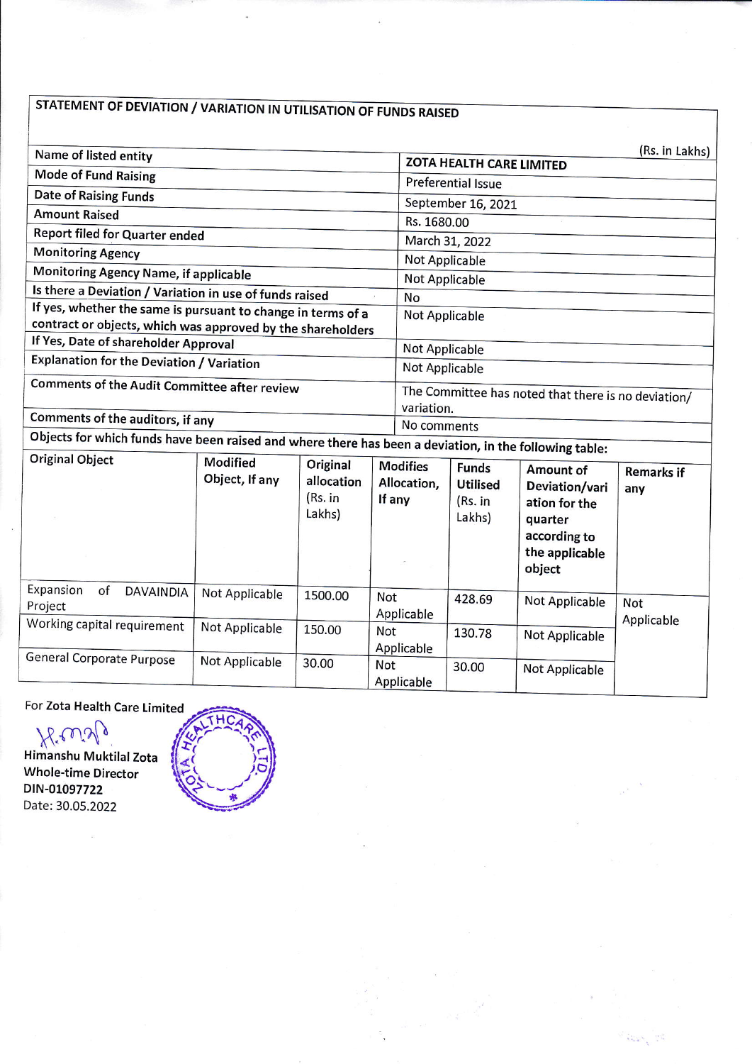## STATEMENT OF DEVIATION / VARIATION IN UTILISATION OF FUNDS RAISED

(Rs. in Lakhs)

| | |
|---|---|
| Name of listed entity | ZOTA HEALTH CARE LIMITED |
| Mode of Fund Raising | Preferential Issue |
| Date of Raising Funds | September 16, 2021 |
| Amount Raised | Rs. 1680.00 |
| Report filed for Quarter ended | March 31, 2022 |
| Monitoring Agency | Not Applicable |
| Monitoring Agency Name, if applicable | Not Applicable |
| Is there a Deviation / Variation in use of funds raised | No |
| If yes, whether the same is pursuant to change in terms of a contract or objects, which was approved by the shareholders | Not Applicable |
| If Yes, Date of shareholder Approval | Not Applicable |
| Explanation for the Deviation / Variation | Not Applicable |
| Comments of the Audit Committee after review | The Committee has noted that there is no deviation/ variation. |
| Comments of the auditors, if any | No comments |

Objects for which funds have been raised and where there has been a deviation, in the following table:

| Original Object | Modified Object, If any | Original allocation (Rs. in Lakhs) | Modifies Allocation, If any | Funds Utilised (Rs. in Lakhs) | Amount of Deviation/variation for the quarter according to the applicable object | Remarks if any |
|---|---|---|---|---|---|---|
| Expansion of DAVAINDIA Project | Not Applicable | 1500.00 | Not Applicable | 428.69 | Not Applicable | Not Applicable |
| Working capital requirement | Not Applicable | 150.00 | Not Applicable | 130.78 | Not Applicable | |
| General Corporate Purpose | Not Applicable | 30.00 | Not Applicable | 30.00 | Not Applicable | |

For Zota Health Care Limited

Himanshu Muktilal Zota
Whole-time Director
DIN-01097722
Date: 30.05.2022